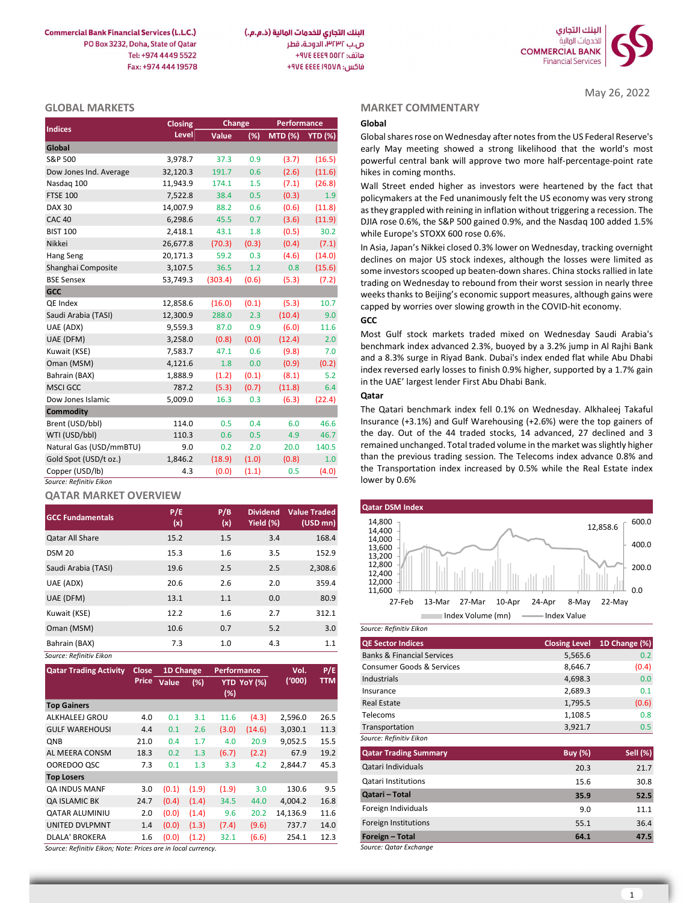Commercial Bank Financial Services (L.L.C.)
PO Box 3232, Doha, State of Qatar
Tel: +974 4449 5522
Fax: +974 444 19578

البنك التجاري للخدمات المالية (ذ.م.م.)
ص.ب ٣٢٣٢، الدوحة، قطر
هاتف: ٥٥٢٢ ٤٤٤٩ ٩٧٤+
فاكس: ١٩٥٧٨ ٤٤٤٤ ٩٧٤+

May 26, 2022

## GLOBAL MARKETS

| Indices | Closing Level | Change Value | Change (%) | Performance MTD (%) | Performance YTD (%) |
|---|---|---|---|---|---|
| **Global** | | | | | |
| S&P 500 | 3,978.7 | 37.3 | 0.9 | (3.7) | (16.5) |
| Dow Jones Ind. Average | 32,120.3 | 191.7 | 0.6 | (2.6) | (11.6) |
| Nasdaq 100 | 11,943.9 | 174.1 | 1.5 | (7.1) | (26.8) |
| FTSE 100 | 7,522.8 | 38.4 | 0.5 | (0.3) | 1.9 |
| DAX 30 | 14,007.9 | 88.2 | 0.6 | (0.6) | (11.8) |
| CAC 40 | 6,298.6 | 45.5 | 0.7 | (3.6) | (11.9) |
| BIST 100 | 2,418.1 | 43.1 | 1.8 | (0.5) | 30.2 |
| Nikkei | 26,677.8 | (70.3) | (0.3) | (0.4) | (7.1) |
| Hang Seng | 20,171.3 | 59.2 | 0.3 | (4.6) | (14.0) |
| Shanghai Composite | 3,107.5 | 36.5 | 1.2 | 0.8 | (15.6) |
| BSE Sensex | 53,749.3 | (303.4) | (0.6) | (5.3) | (7.2) |
| **GCC** | | | | | |
| QE Index | 12,858.6 | (16.0) | (0.1) | (5.3) | 10.7 |
| Saudi Arabia (TASI) | 12,300.9 | 288.0 | 2.3 | (10.4) | 9.0 |
| UAE (ADX) | 9,559.3 | 87.0 | 0.9 | (6.0) | 11.6 |
| UAE (DFM) | 3,258.0 | (0.8) | (0.0) | (12.4) | 2.0 |
| Kuwait (KSE) | 7,583.7 | 47.1 | 0.6 | (9.8) | 7.0 |
| Oman (MSM) | 4,121.6 | 1.8 | 0.0 | (0.9) | (0.2) |
| Bahrain (BAX) | 1,888.9 | (1.2) | (0.1) | (8.1) | 5.2 |
| MSCI GCC | 787.2 | (5.3) | (0.7) | (11.8) | 6.4 |
| Dow Jones Islamic | 5,009.0 | 16.3 | 0.3 | (6.3) | (22.4) |
| **Commodity** | | | | | |
| Brent (USD/bbl) | 114.0 | 0.5 | 0.4 | 6.0 | 46.6 |
| WTI (USD/bbl) | 110.3 | 0.6 | 0.5 | 4.9 | 46.7 |
| Natural Gas (USD/mmBTU) | 9.0 | 0.2 | 2.0 | 20.0 | 140.5 |
| Gold Spot (USD/t oz.) | 1,846.2 | (18.9) | (1.0) | (0.8) | 1.0 |
| Copper (USD/lb) | 4.3 | (0.0) | (1.1) | 0.5 | (4.0) |

Source: Refinitiv Eikon

## MARKET COMMENTARY

### Global

Global shares rose on Wednesday after notes from the US Federal Reserve's early May meeting showed a strong likelihood that the world's most powerful central bank will approve two more half-percentage-point rate hikes in coming months.

Wall Street ended higher as investors were heartened by the fact that policymakers at the Fed unanimously felt the US economy was very strong as they grappled with reining in inflation without triggering a recession. The DJIA rose 0.6%, the S&P 500 gained 0.9%, and the Nasdaq 100 added 1.5% while Europe's STOXX 600 rose 0.6%.

In Asia, Japan's Nikkei closed 0.3% lower on Wednesday, tracking overnight declines on major US stock indexes, although the losses were limited as some investors scooped up beaten-down shares. China stocks rallied in late trading on Wednesday to rebound from their worst session in nearly three weeks thanks to Beijing's economic support measures, although gains were capped by worries over slowing growth in the COVID-hit economy.

### GCC

Most Gulf stock markets traded mixed on Wednesday Saudi Arabia's benchmark index advanced 2.3%, buoyed by a 3.2% jump in Al Rajhi Bank and a 8.3% surge in Riyad Bank. Dubai's index ended flat while Abu Dhabi index reversed early losses to finish 0.9% higher, supported by a 1.7% gain in the UAE' largest lender First Abu Dhabi Bank.

### Qatar

The Qatari benchmark index fell 0.1% on Wednesday. Alkhaleej Takaful Insurance (+3.1%) and Gulf Warehousing (+2.6%) were the top gainers of the day. Out of the 44 traded stocks, 14 advanced, 27 declined and 3 remained unchanged. Total traded volume in the market was slightly higher than the previous trading session. The Telecoms index advance 0.8% and the Transportation index increased by 0.5% while the Real Estate index lower by 0.6%

## QATAR MARKET OVERVIEW

| GCC Fundamentals | P/E (x) | P/B (x) | Dividend Yield (%) | Value Traded (USD mn) |
|---|---|---|---|---|
| Qatar All Share | 15.2 | 1.5 | 3.4 | 168.4 |
| DSM 20 | 15.3 | 1.6 | 3.5 | 152.9 |
| Saudi Arabia (TASI) | 19.6 | 2.5 | 2.5 | 2,308.6 |
| UAE (ADX) | 20.6 | 2.6 | 2.0 | 359.4 |
| UAE (DFM) | 13.1 | 1.1 | 0.0 | 80.9 |
| Kuwait (KSE) | 12.2 | 1.6 | 2.7 | 312.1 |
| Oman (MSM) | 10.6 | 0.7 | 5.2 | 3.0 |
| Bahrain (BAX) | 7.3 | 1.0 | 4.3 | 1.1 |

Source: Refinitiv Eikon

**Qatar DSM Index**

Source: Refinitiv Eikon

| Qatar Trading Activity | Close Price | 1D Change Value | 1D Change (%) | Performance YTD (%) | Performance YoY (%) | Vol. ('000) | P/E TTM |
|---|---|---|---|---|---|---|---|
| **Top Gainers** | | | | | | | |
| ALKHALEEJ GROU | 4.0 | 0.1 | 3.1 | 11.6 | (4.3) | 2,596.0 | 26.5 |
| GULF WAREHOUSI | 4.4 | 0.1 | 2.6 | (3.0) | (14.6) | 3,030.1 | 11.3 |
| QNB | 21.0 | 0.4 | 1.7 | 4.0 | 20.9 | 9,052.5 | 15.5 |
| AL MEERA CONSM | 18.3 | 0.2 | 1.3 | (6.7) | (2.2) | 67.9 | 19.2 |
| OOREDOO QSC | 7.3 | 0.1 | 1.3 | 3.3 | 4.2 | 2,844.7 | 45.3 |
| **Top Losers** | | | | | | | |
| QA INDUS MANF | 3.0 | (0.1) | (1.9) | (1.9) | 3.0 | 130.6 | 9.5 |
| QA ISLAMIC BK | 24.7 | (0.4) | (1.4) | 34.5 | 44.0 | 4,004.2 | 16.8 |
| QATAR ALUMINIU | 2.0 | (0.0) | (1.4) | 9.6 | 20.2 | 14,136.9 | 11.6 |
| UNITED DVLPMNT | 1.4 | (0.0) | (1.3) | (7.4) | (9.6) | 737.7 | 14.0 |
| DLALA' BROKERA | 1.6 | (0.0) | (1.2) | 32.1 | (6.6) | 254.1 | 12.3 |

Source: Refinitiv Eikon; Note: Prices are in local currency.

| QE Sector Indices | Closing Level | 1D Change (%) |
|---|---|---|
| Banks & Financial Services | 5,565.6 | 0.2 |
| Consumer Goods & Services | 8,646.7 | (0.4) |
| Industrials | 4,698.3 | 0.0 |
| Insurance | 2,689.3 | 0.1 |
| Real Estate | 1,795.5 | (0.6) |
| Telecoms | 1,108.5 | 0.8 |
| Transportation | 3,921.7 | 0.5 |

Source: Refinitiv Eikon

| Qatar Trading Summary | Buy (%) | Sell (%) |
|---|---|---|
| Qatari Individuals | 20.3 | 21.7 |
| Qatari Institutions | 15.6 | 30.8 |
| **Qatari – Total** | **35.9** | **52.5** |
| Foreign Individuals | 9.0 | 11.1 |
| Foreign Institutions | 55.1 | 36.4 |
| **Foreign – Total** | **64.1** | **47.5** |

Source: Qatar Exchange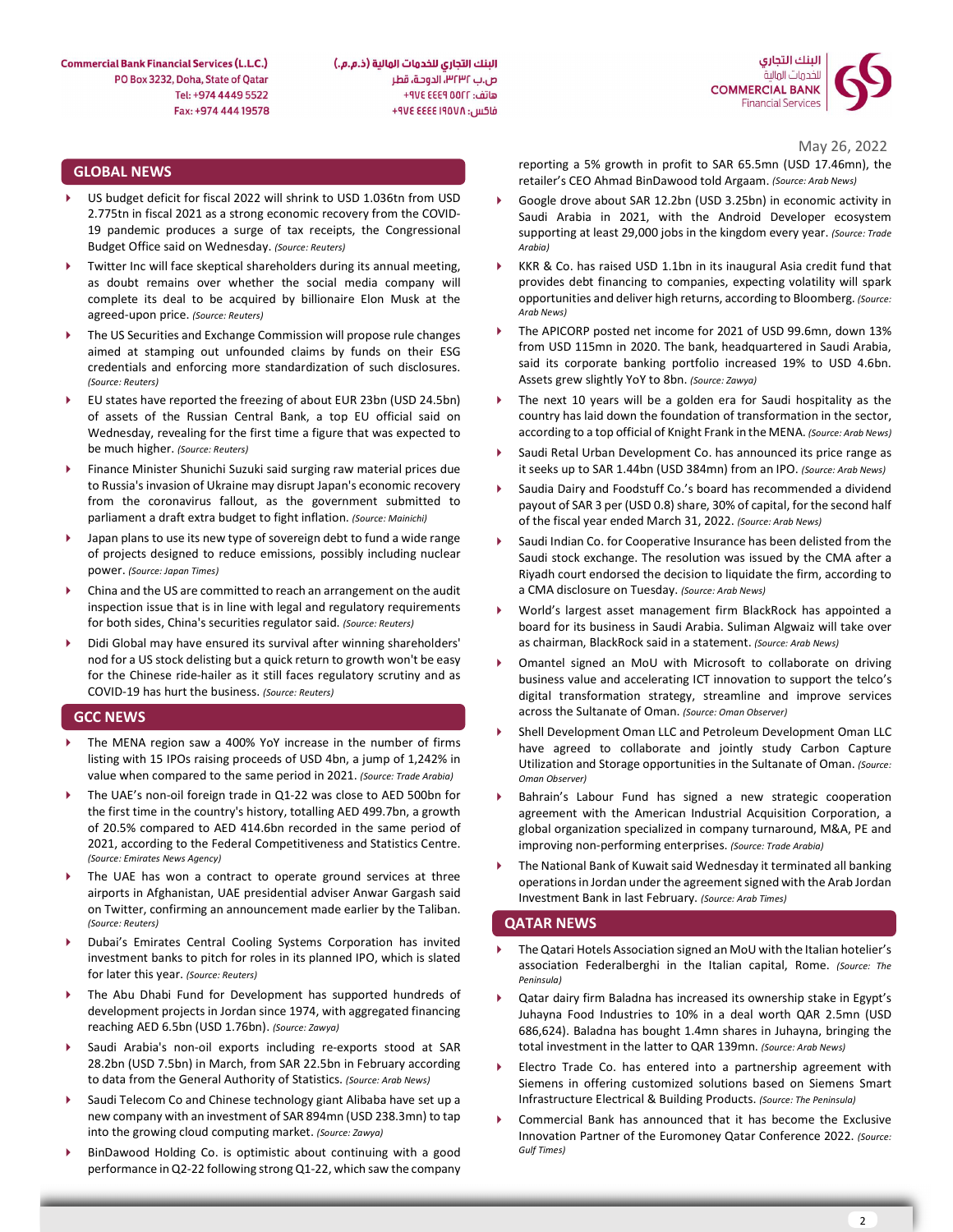May 26, 2022

## GLOBAL NEWS

- US budget deficit for fiscal 2022 will shrink to USD 1.036tn from USD 2.775tn in fiscal 2021 as a strong economic recovery from the COVID-19 pandemic produces a surge of tax receipts, the Congressional Budget Office said on Wednesday. *(Source: Reuters)*
- Twitter Inc will face skeptical shareholders during its annual meeting, as doubt remains over whether the social media company will complete its deal to be acquired by billionaire Elon Musk at the agreed-upon price. *(Source: Reuters)*
- The US Securities and Exchange Commission will propose rule changes aimed at stamping out unfounded claims by funds on their ESG credentials and enforcing more standardization of such disclosures. *(Source: Reuters)*
- EU states have reported the freezing of about EUR 23bn (USD 24.5bn) of assets of the Russian Central Bank, a top EU official said on Wednesday, revealing for the first time a figure that was expected to be much higher. *(Source: Reuters)*
- Finance Minister Shunichi Suzuki said surging raw material prices due to Russia's invasion of Ukraine may disrupt Japan's economic recovery from the coronavirus fallout, as the government submitted to parliament a draft extra budget to fight inflation. *(Source: Mainichi)*
- Japan plans to use its new type of sovereign debt to fund a wide range of projects designed to reduce emissions, possibly including nuclear power. *(Source: Japan Times)*
- China and the US are committed to reach an arrangement on the audit inspection issue that is in line with legal and regulatory requirements for both sides, China's securities regulator said. *(Source: Reuters)*
- Didi Global may have ensured its survival after winning shareholders' nod for a US stock delisting but a quick return to growth won't be easy for the Chinese ride-hailer as it still faces regulatory scrutiny and as COVID-19 has hurt the business. *(Source: Reuters)*

## GCC NEWS

- The MENA region saw a 400% YoY increase in the number of firms listing with 15 IPOs raising proceeds of USD 4bn, a jump of 1,242% in value when compared to the same period in 2021. *(Source: Trade Arabia)*
- The UAE's non-oil foreign trade in Q1-22 was close to AED 500bn for the first time in the country's history, totalling AED 499.7bn, a growth of 20.5% compared to AED 414.6bn recorded in the same period of 2021, according to the Federal Competitiveness and Statistics Centre. *(Source: Emirates News Agency)*
- The UAE has won a contract to operate ground services at three airports in Afghanistan, UAE presidential adviser Anwar Gargash said on Twitter, confirming an announcement made earlier by the Taliban. *(Source: Reuters)*
- Dubai's Emirates Central Cooling Systems Corporation has invited investment banks to pitch for roles in its planned IPO, which is slated for later this year. *(Source: Reuters)*
- The Abu Dhabi Fund for Development has supported hundreds of development projects in Jordan since 1974, with aggregated financing reaching AED 6.5bn (USD 1.76bn). *(Source: Zawya)*
- Saudi Arabia's non-oil exports including re-exports stood at SAR 28.2bn (USD 7.5bn) in March, from SAR 22.5bn in February according to data from the General Authority of Statistics. *(Source: Arab News)*
- Saudi Telecom Co and Chinese technology giant Alibaba have set up a new company with an investment of SAR 894mn (USD 238.3mn) to tap into the growing cloud computing market. *(Source: Zawya)*
- BinDawood Holding Co. is optimistic about continuing with a good performance in Q2-22 following strong Q1-22, which saw the company reporting a 5% growth in profit to SAR 65.5mn (USD 17.46mn), the retailer's CEO Ahmad BinDawood told Argaam. *(Source: Arab News)*
- Google drove about SAR 12.2bn (USD 3.25bn) in economic activity in Saudi Arabia in 2021, with the Android Developer ecosystem supporting at least 29,000 jobs in the kingdom every year. *(Source: Trade Arabia)*
- KKR & Co. has raised USD 1.1bn in its inaugural Asia credit fund that provides debt financing to companies, expecting volatility will spark opportunities and deliver high returns, according to Bloomberg. *(Source: Arab News)*
- The APICORP posted net income for 2021 of USD 99.6mn, down 13% from USD 115mn in 2020. The bank, headquartered in Saudi Arabia, said its corporate banking portfolio increased 19% to USD 4.6bn. Assets grew slightly YoY to 8bn. *(Source: Zawya)*
- The next 10 years will be a golden era for Saudi hospitality as the country has laid down the foundation of transformation in the sector, according to a top official of Knight Frank in the MENA. *(Source: Arab News)*
- Saudi Retal Urban Development Co. has announced its price range as it seeks up to SAR 1.44bn (USD 384mn) from an IPO. *(Source: Arab News)*
- Saudia Dairy and Foodstuff Co.'s board has recommended a dividend payout of SAR 3 per (USD 0.8) share, 30% of capital, for the second half of the fiscal year ended March 31, 2022. *(Source: Arab News)*
- Saudi Indian Co. for Cooperative Insurance has been delisted from the Saudi stock exchange. The resolution was issued by the CMA after a Riyadh court endorsed the decision to liquidate the firm, according to a CMA disclosure on Tuesday. *(Source: Arab News)*
- World's largest asset management firm BlackRock has appointed a board for its business in Saudi Arabia. Suliman Algwaiz will take over as chairman, BlackRock said in a statement. *(Source: Arab News)*
- Omantel signed an MoU with Microsoft to collaborate on driving business value and accelerating ICT innovation to support the telco's digital transformation strategy, streamline and improve services across the Sultanate of Oman. *(Source: Oman Observer)*
- Shell Development Oman LLC and Petroleum Development Oman LLC have agreed to collaborate and jointly study Carbon Capture Utilization and Storage opportunities in the Sultanate of Oman. *(Source: Oman Observer)*
- Bahrain's Labour Fund has signed a new strategic cooperation agreement with the American Industrial Acquisition Corporation, a global organization specialized in company turnaround, M&A, PE and improving non-performing enterprises. *(Source: Trade Arabia)*
- The National Bank of Kuwait said Wednesday it terminated all banking operations in Jordan under the agreement signed with the Arab Jordan Investment Bank in last February. *(Source: Arab Times)*

## QATAR NEWS

- The Qatari Hotels Association signed an MoU with the Italian hotelier's association Federalberghi in the Italian capital, Rome. *(Source: The Peninsula)*
- Qatar dairy firm Baladna has increased its ownership stake in Egypt's Juhayna Food Industries to 10% in a deal worth QAR 2.5mn (USD 686,624). Baladna has bought 1.4mn shares in Juhayna, bringing the total investment in the latter to QAR 139mn. *(Source: Arab News)*
- Electro Trade Co. has entered into a partnership agreement with Siemens in offering customized solutions based on Siemens Smart Infrastructure Electrical & Building Products. *(Source: The Peninsula)*
- Commercial Bank has announced that it has become the Exclusive Innovation Partner of the Euromoney Qatar Conference 2022. *(Source: Gulf Times)*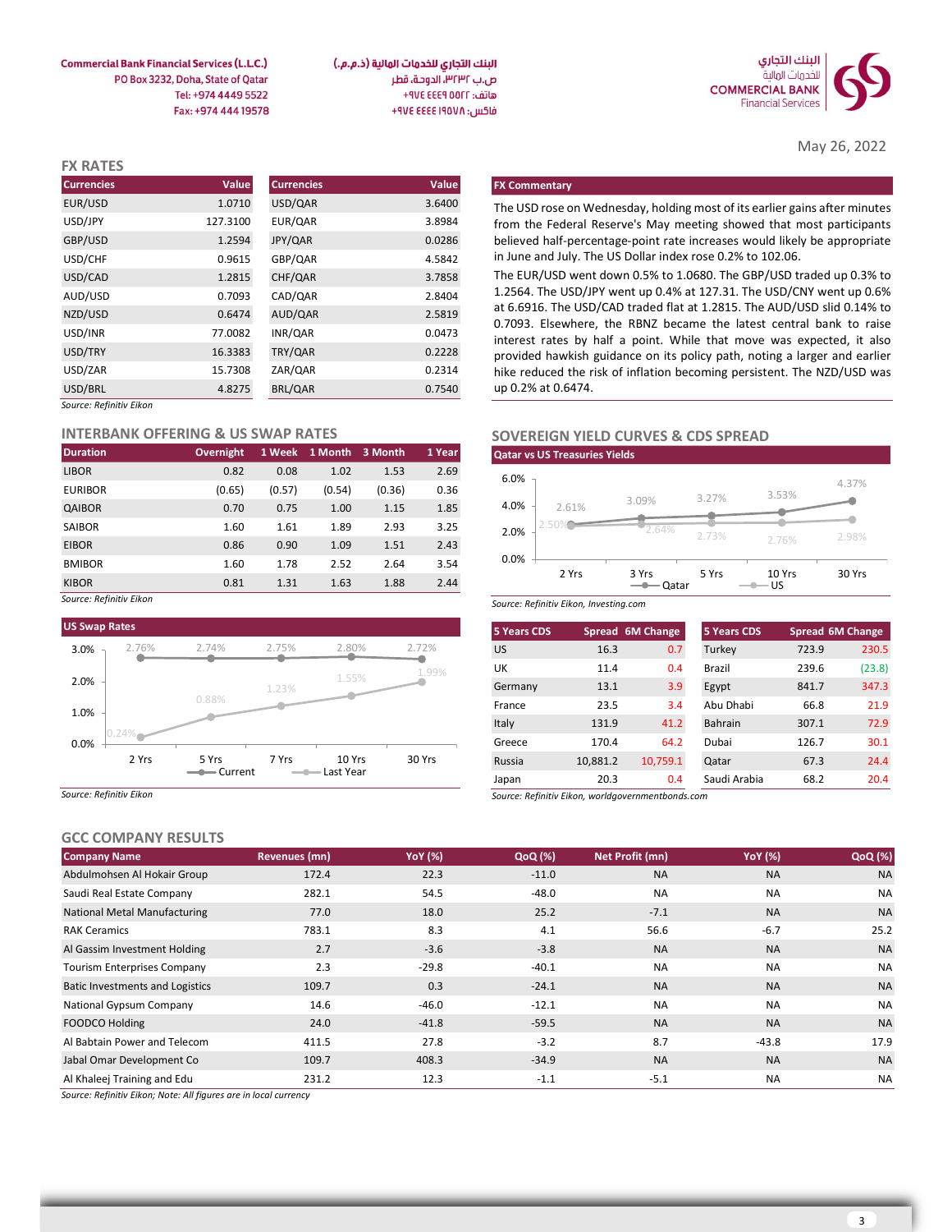Commercial Bank Financial Services (L.L.C.)
PO Box 3232, Doha, State of Qatar
Tel: +974 4449 5522
Fax: +974 444 19578

البنك التجاري للخدمات المالية (ذ.م.م.)
ص.ب ٣٢٣٢، الدوحة، قطر
هاتف: ٥٥٢٢ ٤٤٤٩ ٩٧٤+
فاكس: ١٩٥٧٨ ٤٤٤٤ ٩٧٤+

البنك التجاري للخدمات المالية
COMMERCIAL BANK Financial Services

May 26, 2022

## FX RATES

| Currencies | Value | Currencies | Value |
|---|---|---|---|
| EUR/USD | 1.0710 | USD/QAR | 3.6400 |
| USD/JPY | 127.3100 | EUR/QAR | 3.8984 |
| GBP/USD | 1.2594 | JPY/QAR | 0.0286 |
| USD/CHF | 0.9615 | GBP/QAR | 4.5842 |
| USD/CAD | 1.2815 | CHF/QAR | 3.7858 |
| AUD/USD | 0.7093 | CAD/QAR | 2.8404 |
| NZD/USD | 0.6474 | AUD/QAR | 2.5819 |
| USD/INR | 77.0082 | INR/QAR | 0.0473 |
| USD/TRY | 16.3383 | TRY/QAR | 0.2228 |
| USD/ZAR | 15.7308 | ZAR/QAR | 0.2314 |
| USD/BRL | 4.8275 | BRL/QAR | 0.7540 |

*Source: Refinitiv Eikon*

### FX Commentary

The USD rose on Wednesday, holding most of its earlier gains after minutes from the Federal Reserve's May meeting showed that most participants believed half-percentage-point rate increases would likely be appropriate in June and July. The US Dollar index rose 0.2% to 102.06.

The EUR/USD went down 0.5% to 1.0680. The GBP/USD traded up 0.3% to 1.2564. The USD/JPY went up 0.4% at 127.31. The USD/CNY went up 0.6% at 6.6916. The USD/CAD traded flat at 1.2815. The AUD/USD slid 0.14% to 0.7093. Elsewhere, the RBNZ became the latest central bank to raise interest rates by half a point. While that move was expected, it also provided hawkish guidance on its policy path, noting a larger and earlier hike reduced the risk of inflation becoming persistent. The NZD/USD was up 0.2% at 0.6474.

## INTERBANK OFFERING & US SWAP RATES

| Duration | Overnight | 1 Week | 1 Month | 3 Month | 1 Year |
|---|---|---|---|---|---|
| LIBOR | 0.82 | 0.08 | 1.02 | 1.53 | 2.69 |
| EURIBOR | (0.65) | (0.57) | (0.54) | (0.36) | 0.36 |
| QAIBOR | 0.70 | 0.75 | 1.00 | 1.15 | 1.85 |
| SAIBOR | 1.60 | 1.61 | 1.89 | 2.93 | 3.25 |
| EIBOR | 0.86 | 0.90 | 1.09 | 1.51 | 2.43 |
| BMIBOR | 1.60 | 1.78 | 2.52 | 2.64 | 3.54 |
| KIBOR | 0.81 | 1.31 | 1.63 | 1.88 | 2.44 |

*Source: Refinitiv Eikon*

### US Swap Rates

| | 2 Yrs | 5 Yrs | 7 Yrs | 10 Yrs | 30 Yrs |
|---|---|---|---|---|---|
| Current | 2.76% | 2.74% | 2.75% | 2.80% | 2.72% |
| Last Year | 0.24% | 0.88% | 1.23% | 1.55% | 1.99% |

*Source: Refinitiv Eikon*

## SOVEREIGN YIELD CURVES & CDS SPREAD

### Qatar vs US Treasuries Yields

| | 2 Yrs | 3 Yrs | 5 Yrs | 10 Yrs | 30 Yrs |
|---|---|---|---|---|---|
| Qatar | 2.61% | 3.09% | 3.27% | 3.53% | 4.37% |
| US | 2.50% | 2.64% | 2.73% | 2.76% | 2.98% |

*Source: Refinitiv Eikon, Investing.com*

| 5 Years CDS | Spread | 6M Change | 5 Years CDS | Spread | 6M Change |
|---|---|---|---|---|---|
| US | 16.3 | 0.7 | Turkey | 723.9 | 230.5 |
| UK | 11.4 | 0.4 | Brazil | 239.6 | (23.8) |
| Germany | 13.1 | 3.9 | Egypt | 841.7 | 347.3 |
| France | 23.5 | 3.4 | Abu Dhabi | 66.8 | 21.9 |
| Italy | 131.9 | 41.2 | Bahrain | 307.1 | 72.9 |
| Greece | 170.4 | 64.2 | Dubai | 126.7 | 30.1 |
| Russia | 10,881.2 | 10,759.1 | Qatar | 67.3 | 24.4 |
| Japan | 20.3 | 0.4 | Saudi Arabia | 68.2 | 20.4 |

*Source: Refinitiv Eikon, worldgovernmentbonds.com*

## GCC COMPANY RESULTS

| Company Name | Revenues (mn) | YoY (%) | QoQ (%) | Net Profit (mn) | YoY (%) | QoQ (%) |
|---|---|---|---|---|---|---|
| Abdulmohsen Al Hokair Group | 172.4 | 22.3 | -11.0 | NA | NA | NA |
| Saudi Real Estate Company | 282.1 | 54.5 | -48.0 | NA | NA | NA |
| National Metal Manufacturing | 77.0 | 18.0 | 25.2 | -7.1 | NA | NA |
| RAK Ceramics | 783.1 | 8.3 | 4.1 | 56.6 | -6.7 | 25.2 |
| Al Gassim Investment Holding | 2.7 | -3.6 | -3.8 | NA | NA | NA |
| Tourism Enterprises Company | 2.3 | -29.8 | -40.1 | NA | NA | NA |
| Batic Investments and Logistics | 109.7 | 0.3 | -24.1 | NA | NA | NA |
| National Gypsum Company | 14.6 | -46.0 | -12.1 | NA | NA | NA |
| FOODCO Holding | 24.0 | -41.8 | -59.5 | NA | NA | NA |
| Al Babtain Power and Telecom | 411.5 | 27.8 | -3.2 | 8.7 | -43.8 | 17.9 |
| Jabal Omar Development Co | 109.7 | 408.3 | -34.9 | NA | NA | NA |
| Al Khaleej Training and Edu | 231.2 | 12.3 | -1.1 | -5.1 | NA | NA |

*Source: Refinitiv Eikon; Note: All figures are in local currency*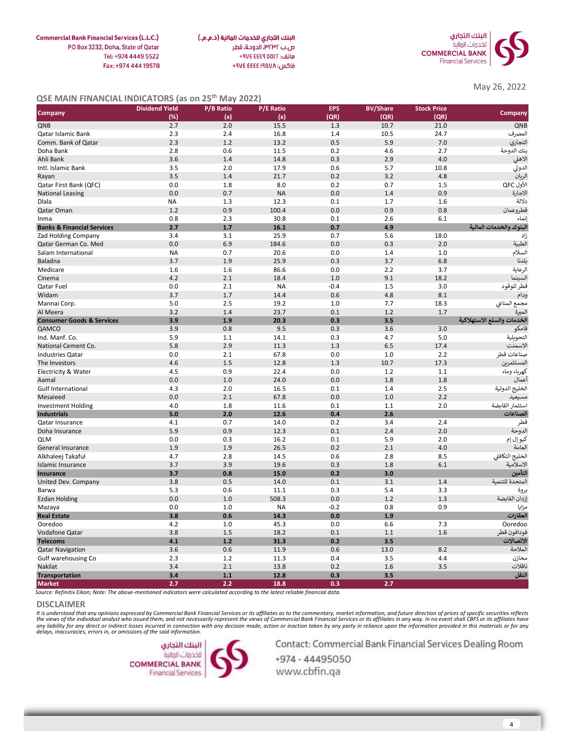Commercial Bank Financial Services (L.L.C.)
PO Box 3232, Doha, State of Qatar
Tel: +974 4449 5522
Fax: +974 444 19578

البنك التجاري للخدمات المالية (ذ.م.م.)
ص.ب ٣٢٣٢، الدوحة، قطر
هاتف: ٥٥٢٢ ٤٤٤٩ ٩٧٤+
فاكس: ١٩٥٧٨ ٤٤٤٤ ٩٧٤+

May 26, 2022

## QSE MAIN FINANCIAL INDICATORS (as on 25th May 2022)

| Company | Dividend Yield (%) | P/B Ratio (x) | P/E Ratio (x) | EPS (QR) | BV/Share (QR) | Stock Price (QR) | Company |
|---|---|---|---|---|---|---|---|
| QNB | 2.7 | 2.0 | 15.5 | 1.3 | 10.7 | 21.0 | QNB |
| Qatar Islamic Bank | 2.3 | 2.4 | 16.8 | 1.4 | 10.5 | 24.7 | المصرف |
| Comm. Bank of Qatar | 2.3 | 1.2 | 13.2 | 0.5 | 5.9 | 7.0 | التجاري |
| Doha Bank | 2.8 | 0.6 | 11.5 | 0.2 | 4.6 | 2.7 | بنك الدوحة |
| Ahli Bank | 3.6 | 1.4 | 14.8 | 0.3 | 2.9 | 4.0 | الاهلي |
| Intl. Islamic Bank | 3.5 | 2.0 | 17.9 | 0.6 | 5.7 | 10.8 | الدولي |
| Rayan | 3.5 | 1.4 | 21.7 | 0.2 | 3.2 | 4.8 | الريان |
| Qatar First Bank (QFC) | 0.0 | 1.8 | 8.0 | 0.2 | 0.7 | 1.5 | الأول QFC |
| National Leasing | 0.0 | 0.7 | NA | 0.0 | 1.4 | 0.9 | الاجارة |
| Dlala | NA | 1.3 | 12.3 | 0.1 | 1.7 | 1.6 | دلالة |
| Qatar Oman | 1.2 | 0.9 | 100.4 | 0.0 | 0.9 | 0.8 | قطروعمان |
| Inma | 0.8 | 2.3 | 30.8 | 0.1 | 2.6 | 6.1 | إنماء |
| **Banks & Financial Services** | **2.7** | **1.7** | **16.1** | **0.7** | **4.9** | | **البنوك والخدمات المالية** |
| Zad Holding Company | 3.4 | 3.1 | 25.9 | 0.7 | 5.6 | 18.0 | زاد |
| Qatar German Co. Med | 0.0 | 6.9 | 184.6 | 0.0 | 0.3 | 2.0 | الطبية |
| Salam International | NA | 0.7 | 20.6 | 0.0 | 1.4 | 1.0 | السلام |
| Baladna | 3.7 | 1.9 | 25.9 | 0.3 | 3.7 | 6.8 | بلدنا |
| Medicare | 1.6 | 1.6 | 86.6 | 0.0 | 2.2 | 3.7 | الرعاية |
| Cinema | 4.2 | 2.1 | 18.4 | 1.0 | 9.1 | 18.2 | السينما |
| Qatar Fuel | 0.0 | 2.1 | NA | -0.4 | 1.5 | 3.0 | قطر للوقود |
| Widam | 3.7 | 1.7 | 14.4 | 0.6 | 4.8 | 8.1 | ودام |
| Mannai Corp. | 5.0 | 2.5 | 19.2 | 1.0 | 7.7 | 18.3 | مجمع المناعي |
| Al Meera | 3.2 | 1.4 | 23.7 | 0.1 | 1.2 | 1.7 | الميرة |
| **Consumer Goods & Services** | **3.9** | **1.9** | **20.3** | **0.3** | **3.5** | | **الخدمات والسلع الاستهلاكية** |
| QAMCO | 3.9 | 0.8 | 9.5 | 0.3 | 3.6 | 3.0 | قامكو |
| Ind. Manf. Co. | 5.9 | 1.1 | 14.1 | 0.3 | 4.7 | 5.0 | التحويلية |
| National Cement Co. | 5.8 | 2.9 | 11.3 | 1.3 | 6.5 | 17.4 | الاسمنت |
| Industries Qatar | 0.0 | 2.1 | 67.8 | 0.0 | 1.0 | 2.2 | صناعات قطر |
| The Investors | 4.6 | 1.5 | 12.8 | 1.3 | 10.7 | 17.3 | المستثمرين |
| Electricity & Water | 4.5 | 0.9 | 22.4 | 0.0 | 1.2 | 1.1 | كهرباء وماء |
| Aamal | 0.0 | 1.0 | 24.0 | 0.0 | 1.8 | 1.8 | أعمال |
| Gulf International | 4.3 | 2.0 | 16.5 | 0.1 | 1.4 | 2.5 | الخليج الدولية |
| Mesaieed | 0.0 | 2.1 | 67.8 | 0.0 | 1.0 | 2.2 | مسيعيد |
| Investment Holding | 4.0 | 1.8 | 11.6 | 0.1 | 1.1 | 2.0 | استثمار القابضة |
| **Industrials** | **5.0** | **2.0** | **12.6** | **0.4** | **2.6** | | **الصناعات** |
| Qatar Insurance | 4.1 | 0.7 | 14.0 | 0.2 | 3.4 | 2.4 | قطر |
| Doha Insurance | 5.9 | 0.9 | 12.3 | 0.1 | 2.4 | 2.0 | الدوحة |
| QLM | 0.0 | 0.3 | 16.2 | 0.1 | 5.9 | 2.0 | كيو إل إم |
| General Insurance | 1.9 | 1.9 | 26.5 | 0.2 | 2.1 | 4.0 | العامة |
| Alkhaleej Takaful | 4.7 | 2.8 | 14.5 | 0.6 | 2.8 | 8.5 | الخليج التكافلي |
| Islamic Insurance | 3.7 | 3.9 | 19.6 | 0.3 | 1.8 | 6.1 | الاسلامية |
| **Insurance** | **3.7** | **0.8** | **15.0** | **0.2** | **3.0** | | **التأمين** |
| United Dev. Company | 3.8 | 0.5 | 14.0 | 0.1 | 3.1 | 1.4 | المتحدة للتنمية |
| Barwa | 5.3 | 0.6 | 11.1 | 0.3 | 5.4 | 3.3 | بروة |
| Ezdan Holding | 0.0 | 1.0 | 508.3 | 0.0 | 1.2 | 1.3 | إزدان القابضة |
| Mazaya | 0.0 | 1.0 | NA | -0.2 | 0.8 | 0.9 | مزايا |
| **Real Estate** | **3.8** | **0.6** | **14.3** | **0.0** | **1.9** | | **العقارات** |
| Ooredoo | 4.2 | 1.0 | 45.3 | 0.0 | 6.6 | 7.3 | Ooredoo |
| Vodafone Qatar | 3.8 | 1.5 | 18.2 | 0.1 | 1.1 | 1.6 | فودافون قطر |
| **Telecoms** | **4.1** | **1.2** | **31.3** | **0.2** | **3.5** | | **الاتصالات** |
| Qatar Navigation | 3.6 | 0.6 | 11.9 | 0.6 | 13.0 | 8.2 | الملاحة |
| Gulf warehousing Co | 2.3 | 1.2 | 11.3 | 0.4 | 3.5 | 4.4 | مخازن |
| Nakilat | 3.4 | 2.1 | 13.8 | 0.2 | 1.6 | 3.5 | ناقلات |
| **Transportation** | **3.4** | **1.1** | **12.8** | **0.3** | **3.5** | | **النقل** |
| **Market** | **2.7** | **2.2** | **18.8** | **0.3** | **2.7** | | |

*Source: Refinitiv Eikon; Note: The above-mentioned indicators were calculated according to the latest reliable financial data.*

## DISCLAIMER

*It is understood that any opinions expressed by Commercial Bank Financial Services or its affiliates as to the commentary, market information, and future direction of prices of specific securities reflects the views of the individual analyst who issued them, and not necessarily represent the views of Commercial Bank Financial Services or its affiliates in any way. In no event shall CBFS or its affiliates have any liability for any direct or indirect losses incurred in connection with any decision made, action or inaction taken by any party in reliance upon the information provided in this materials or for any delays, inaccuracies, errors in, or omissions of the said information.*

Contact: Commercial Bank Financial Services Dealing Room
+974 - 44495050
www.cbfin.qa